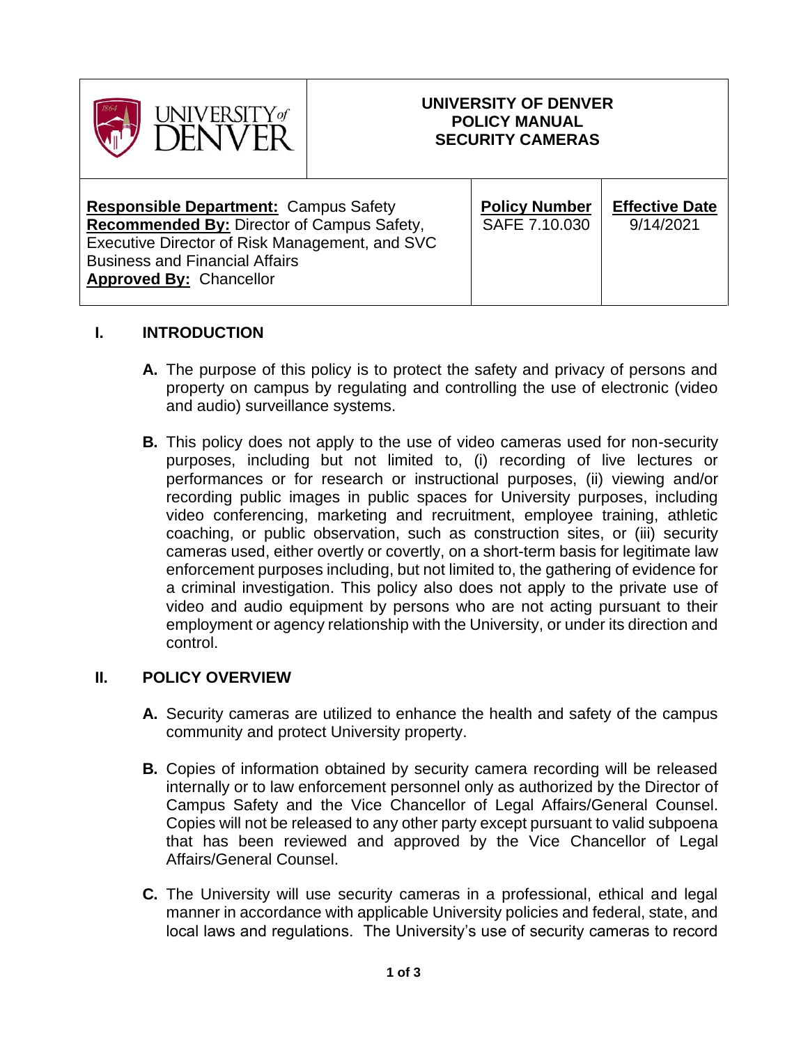| UNIVERSITY of DENVER | UNIVERSITY OF DENVER<br>POLICY MANUAL<br>SECURITY CAMERAS | | |
|---|---|---|---|
| **Responsible Department:** Campus Safety<br>**Recommended By:** Director of Campus Safety, Executive Director of Risk Management, and SVC Business and Financial Affairs<br>**Approved By:** Chancellor | | **Policy Number**<br>SAFE 7.10.030 | **Effective Date**<br>9/14/2021 |

## I. INTRODUCTION

**A.** The purpose of this policy is to protect the safety and privacy of persons and property on campus by regulating and controlling the use of electronic (video and audio) surveillance systems.

**B.** This policy does not apply to the use of video cameras used for non-security purposes, including but not limited to, (i) recording of live lectures or performances or for research or instructional purposes, (ii) viewing and/or recording public images in public spaces for University purposes, including video conferencing, marketing and recruitment, employee training, athletic coaching, or public observation, such as construction sites, or (iii) security cameras used, either overtly or covertly, on a short-term basis for legitimate law enforcement purposes including, but not limited to, the gathering of evidence for a criminal investigation. This policy also does not apply to the private use of video and audio equipment by persons who are not acting pursuant to their employment or agency relationship with the University, or under its direction and control.

## II. POLICY OVERVIEW

**A.** Security cameras are utilized to enhance the health and safety of the campus community and protect University property.

**B.** Copies of information obtained by security camera recording will be released internally or to law enforcement personnel only as authorized by the Director of Campus Safety and the Vice Chancellor of Legal Affairs/General Counsel. Copies will not be released to any other party except pursuant to valid subpoena that has been reviewed and approved by the Vice Chancellor of Legal Affairs/General Counsel.

**C.** The University will use security cameras in a professional, ethical and legal manner in accordance with applicable University policies and federal, state, and local laws and regulations. The University's use of security cameras to record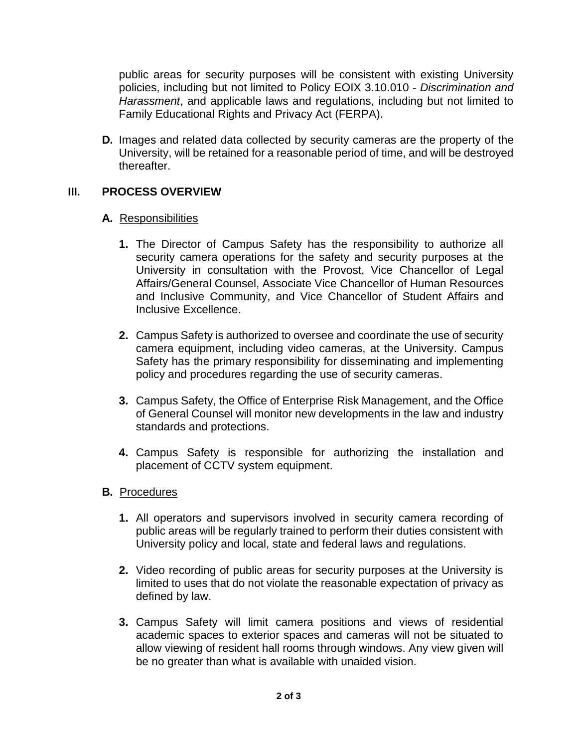public areas for security purposes will be consistent with existing University policies, including but not limited to Policy EOIX 3.10.010 - *Discrimination and Harassment*, and applicable laws and regulations, including but not limited to Family Educational Rights and Privacy Act (FERPA).

**D.** Images and related data collected by security cameras are the property of the University, will be retained for a reasonable period of time, and will be destroyed thereafter.

## III. PROCESS OVERVIEW

### A. Responsibilities

**1.** The Director of Campus Safety has the responsibility to authorize all security camera operations for the safety and security purposes at the University in consultation with the Provost, Vice Chancellor of Legal Affairs/General Counsel, Associate Vice Chancellor of Human Resources and Inclusive Community, and Vice Chancellor of Student Affairs and Inclusive Excellence.

**2.** Campus Safety is authorized to oversee and coordinate the use of security camera equipment, including video cameras, at the University. Campus Safety has the primary responsibility for disseminating and implementing policy and procedures regarding the use of security cameras.

**3.** Campus Safety, the Office of Enterprise Risk Management, and the Office of General Counsel will monitor new developments in the law and industry standards and protections.

**4.** Campus Safety is responsible for authorizing the installation and placement of CCTV system equipment.

### B. Procedures

**1.** All operators and supervisors involved in security camera recording of public areas will be regularly trained to perform their duties consistent with University policy and local, state and federal laws and regulations.

**2.** Video recording of public areas for security purposes at the University is limited to uses that do not violate the reasonable expectation of privacy as defined by law.

**3.** Campus Safety will limit camera positions and views of residential academic spaces to exterior spaces and cameras will not be situated to allow viewing of resident hall rooms through windows. Any view given will be no greater than what is available with unaided vision.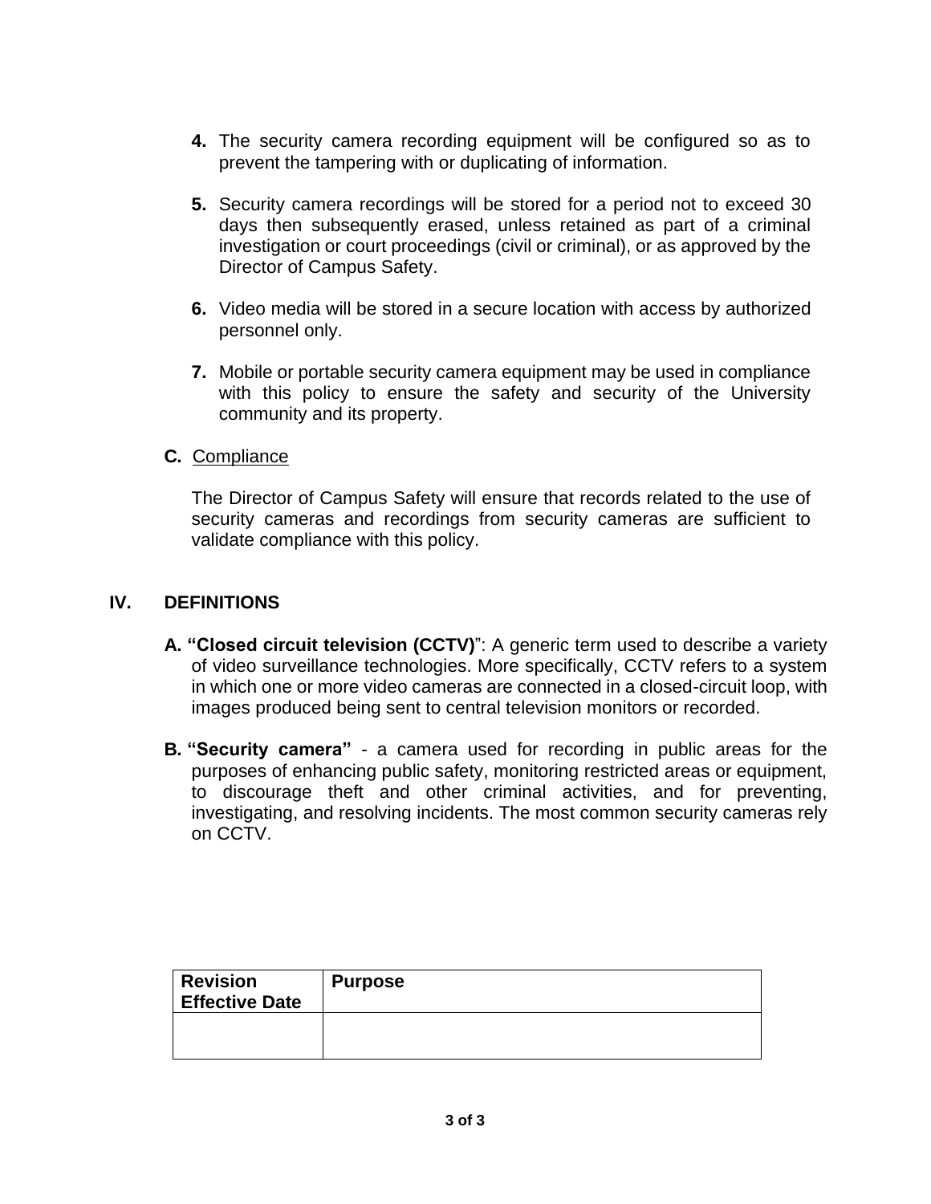4. The security camera recording equipment will be configured so as to prevent the tampering with or duplicating of information.

5. Security camera recordings will be stored for a period not to exceed 30 days then subsequently erased, unless retained as part of a criminal investigation or court proceedings (civil or criminal), or as approved by the Director of Campus Safety.

6. Video media will be stored in a secure location with access by authorized personnel only.

7. Mobile or portable security camera equipment may be used in compliance with this policy to ensure the safety and security of the University community and its property.

**C.** Compliance

The Director of Campus Safety will ensure that records related to the use of security cameras and recordings from security cameras are sufficient to validate compliance with this policy.

## IV. DEFINITIONS

**A. "Closed circuit television (CCTV)**": A generic term used to describe a variety of video surveillance technologies. More specifically, CCTV refers to a system in which one or more video cameras are connected in a closed-circuit loop, with images produced being sent to central television monitors or recorded.

**B. "Security camera"** - a camera used for recording in public areas for the purposes of enhancing public safety, monitoring restricted areas or equipment, to discourage theft and other criminal activities, and for preventing, investigating, and resolving incidents. The most common security cameras rely on CCTV.

| Revision Effective Date | Purpose |
|---|---|
| | |